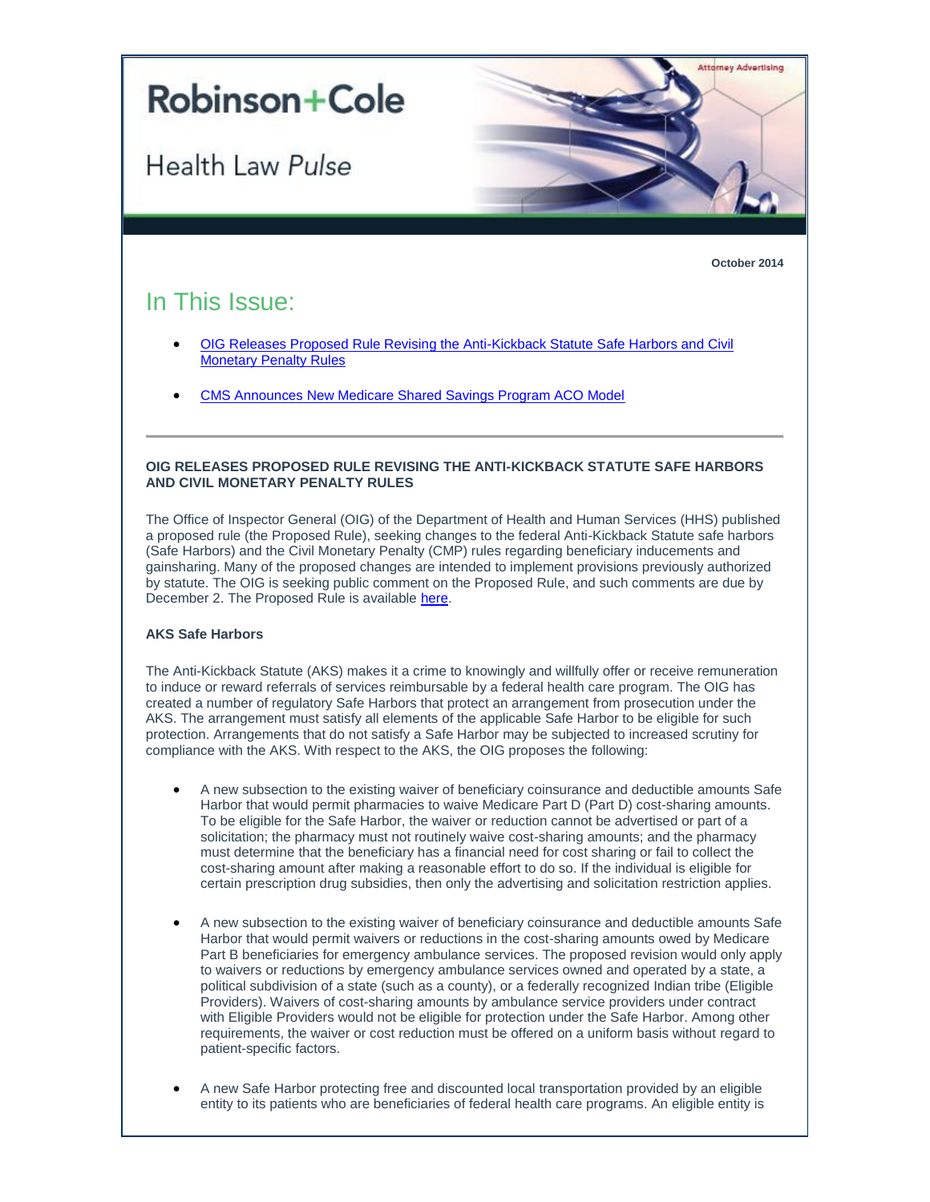Attorney Advertising

# Robinson+Cole

## Health Law *Pulse*

**October 2014**

## In This Issue:

- OIG Releases Proposed Rule Revising the Anti-Kickback Statute Safe Harbors and Civil Monetary Penalty Rules
- CMS Announces New Medicare Shared Savings Program ACO Model

---

### OIG RELEASES PROPOSED RULE REVISING THE ANTI-KICKBACK STATUTE SAFE HARBORS AND CIVIL MONETARY PENALTY RULES

The Office of Inspector General (OIG) of the Department of Health and Human Services (HHS) published a proposed rule (the Proposed Rule), seeking changes to the federal Anti-Kickback Statute safe harbors (Safe Harbors) and the Civil Monetary Penalty (CMP) rules regarding beneficiary inducements and gainsharing. Many of the proposed changes are intended to implement provisions previously authorized by statute. The OIG is seeking public comment on the Proposed Rule, and such comments are due by December 2. The Proposed Rule is available here.

**AKS Safe Harbors**

The Anti-Kickback Statute (AKS) makes it a crime to knowingly and willfully offer or receive remuneration to induce or reward referrals of services reimbursable by a federal health care program. The OIG has created a number of regulatory Safe Harbors that protect an arrangement from prosecution under the AKS. The arrangement must satisfy all elements of the applicable Safe Harbor to be eligible for such protection. Arrangements that do not satisfy a Safe Harbor may be subjected to increased scrutiny for compliance with the AKS. With respect to the AKS, the OIG proposes the following:

- A new subsection to the existing waiver of beneficiary coinsurance and deductible amounts Safe Harbor that would permit pharmacies to waive Medicare Part D (Part D) cost-sharing amounts. To be eligible for the Safe Harbor, the waiver or reduction cannot be advertised or part of a solicitation; the pharmacy must not routinely waive cost-sharing amounts; and the pharmacy must determine that the beneficiary has a financial need for cost sharing or fail to collect the cost-sharing amount after making a reasonable effort to do so. If the individual is eligible for certain prescription drug subsidies, then only the advertising and solicitation restriction applies.

- A new subsection to the existing waiver of beneficiary coinsurance and deductible amounts Safe Harbor that would permit waivers or reductions in the cost-sharing amounts owed by Medicare Part B beneficiaries for emergency ambulance services. The proposed revision would only apply to waivers or reductions by emergency ambulance services owned and operated by a state, a political subdivision of a state (such as a county), or a federally recognized Indian tribe (Eligible Providers). Waivers of cost-sharing amounts by ambulance service providers under contract with Eligible Providers would not be eligible for protection under the Safe Harbor. Among other requirements, the waiver or cost reduction must be offered on a uniform basis without regard to patient-specific factors.

- A new Safe Harbor protecting free and discounted local transportation provided by an eligible entity to its patients who are beneficiaries of federal health care programs. An eligible entity is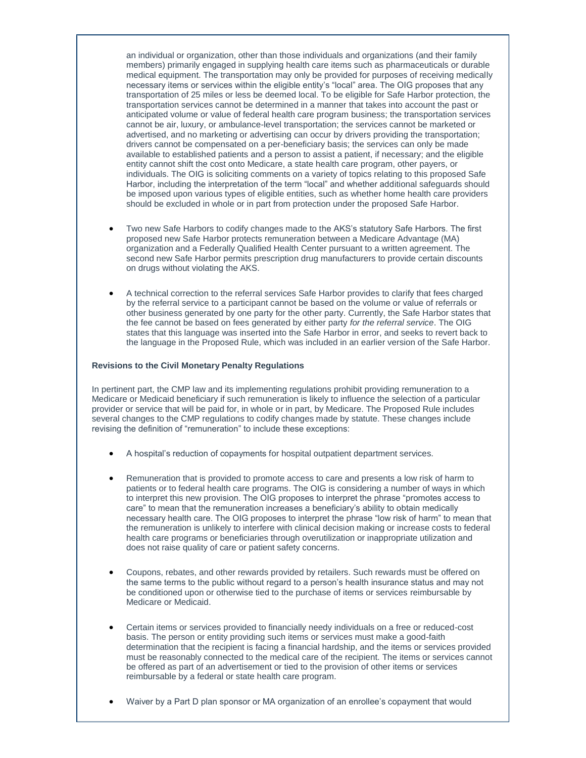an individual or organization, other than those individuals and organizations (and their family members) primarily engaged in supplying health care items such as pharmaceuticals or durable medical equipment. The transportation may only be provided for purposes of receiving medically necessary items or services within the eligible entity's "local" area. The OIG proposes that any transportation of 25 miles or less be deemed local. To be eligible for Safe Harbor protection, the transportation services cannot be determined in a manner that takes into account the past or anticipated volume or value of federal health care program business; the transportation services cannot be air, luxury, or ambulance-level transportation; the services cannot be marketed or advertised, and no marketing or advertising can occur by drivers providing the transportation; drivers cannot be compensated on a per-beneficiary basis; the services can only be made available to established patients and a person to assist a patient, if necessary; and the eligible entity cannot shift the cost onto Medicare, a state health care program, other payers, or individuals. The OIG is soliciting comments on a variety of topics relating to this proposed Safe Harbor, including the interpretation of the term "local" and whether additional safeguards should be imposed upon various types of eligible entities, such as whether home health care providers should be excluded in whole or in part from protection under the proposed Safe Harbor.

- Two new Safe Harbors to codify changes made to the AKS's statutory Safe Harbors. The first proposed new Safe Harbor protects remuneration between a Medicare Advantage (MA) organization and a Federally Qualified Health Center pursuant to a written agreement. The second new Safe Harbor permits prescription drug manufacturers to provide certain discounts on drugs without violating the AKS.

- A technical correction to the referral services Safe Harbor provides to clarify that fees charged by the referral service to a participant cannot be based on the volume or value of referrals or other business generated by one party for the other party. Currently, the Safe Harbor states that the fee cannot be based on fees generated by either party *for the referral service*. The OIG states that this language was inserted into the Safe Harbor in error, and seeks to revert back to the language in the Proposed Rule, which was included in an earlier version of the Safe Harbor.

**Revisions to the Civil Monetary Penalty Regulations**

In pertinent part, the CMP law and its implementing regulations prohibit providing remuneration to a Medicare or Medicaid beneficiary if such remuneration is likely to influence the selection of a particular provider or service that will be paid for, in whole or in part, by Medicare. The Proposed Rule includes several changes to the CMP regulations to codify changes made by statute. These changes include revising the definition of "remuneration" to include these exceptions:

- A hospital's reduction of copayments for hospital outpatient department services.

- Remuneration that is provided to promote access to care and presents a low risk of harm to patients or to federal health care programs. The OIG is considering a number of ways in which to interpret this new provision. The OIG proposes to interpret the phrase "promotes access to care" to mean that the remuneration increases a beneficiary's ability to obtain medically necessary health care. The OIG proposes to interpret the phrase "low risk of harm" to mean that the remuneration is unlikely to interfere with clinical decision making or increase costs to federal health care programs or beneficiaries through overutilization or inappropriate utilization and does not raise quality of care or patient safety concerns.

- Coupons, rebates, and other rewards provided by retailers. Such rewards must be offered on the same terms to the public without regard to a person's health insurance status and may not be conditioned upon or otherwise tied to the purchase of items or services reimbursable by Medicare or Medicaid.

- Certain items or services provided to financially needy individuals on a free or reduced-cost basis. The person or entity providing such items or services must make a good-faith determination that the recipient is facing a financial hardship, and the items or services provided must be reasonably connected to the medical care of the recipient. The items or services cannot be offered as part of an advertisement or tied to the provision of other items or services reimbursable by a federal or state health care program.

- Waiver by a Part D plan sponsor or MA organization of an enrollee's copayment that would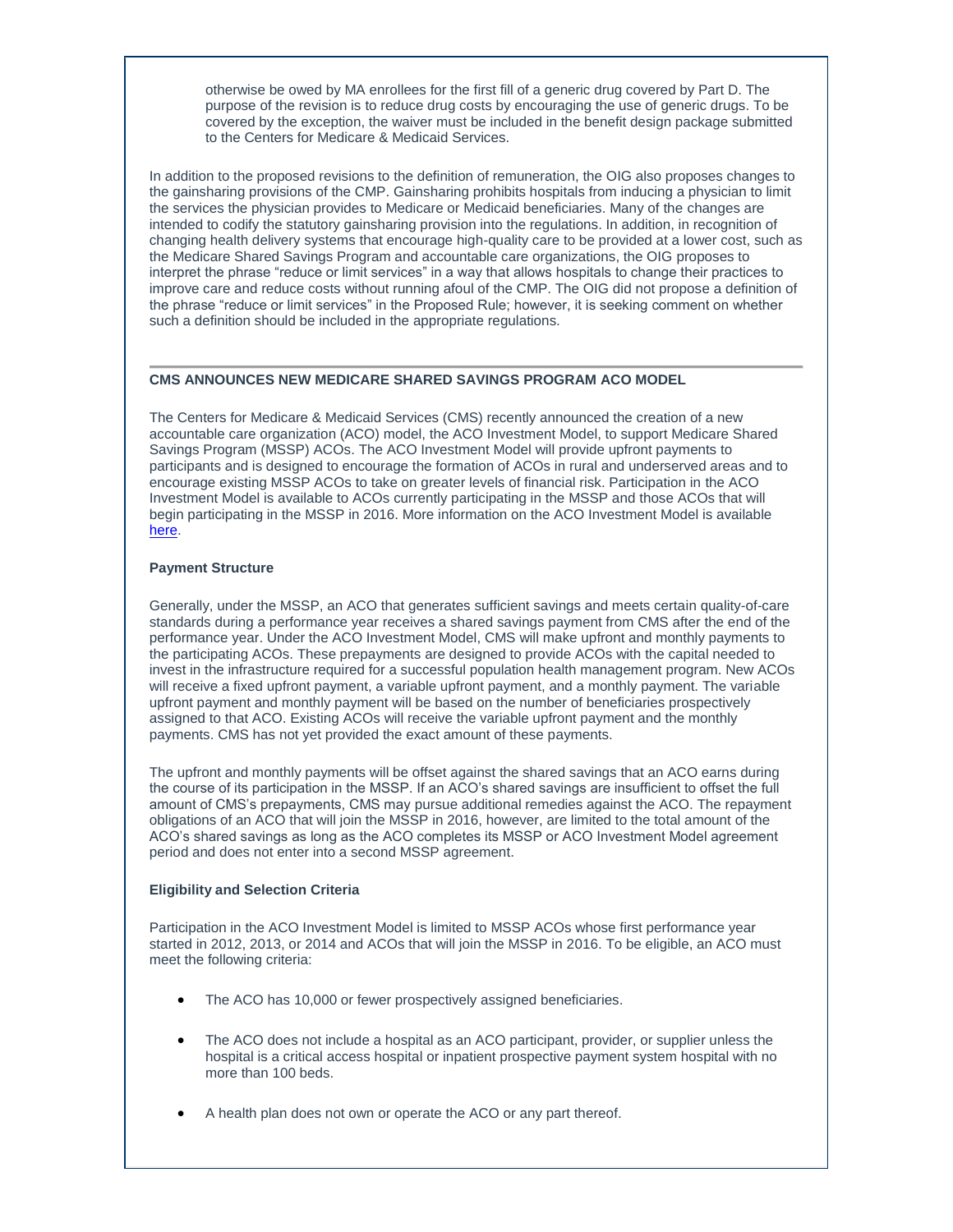otherwise be owed by MA enrollees for the first fill of a generic drug covered by Part D. The purpose of the revision is to reduce drug costs by encouraging the use of generic drugs. To be covered by the exception, the waiver must be included in the benefit design package submitted to the Centers for Medicare & Medicaid Services.

In addition to the proposed revisions to the definition of remuneration, the OIG also proposes changes to the gainsharing provisions of the CMP. Gainsharing prohibits hospitals from inducing a physician to limit the services the physician provides to Medicare or Medicaid beneficiaries. Many of the changes are intended to codify the statutory gainsharing provision into the regulations. In addition, in recognition of changing health delivery systems that encourage high-quality care to be provided at a lower cost, such as the Medicare Shared Savings Program and accountable care organizations, the OIG proposes to interpret the phrase "reduce or limit services" in a way that allows hospitals to change their practices to improve care and reduce costs without running afoul of the CMP. The OIG did not propose a definition of the phrase "reduce or limit services" in the Proposed Rule; however, it is seeking comment on whether such a definition should be included in the appropriate regulations.

---

## CMS ANNOUNCES NEW MEDICARE SHARED SAVINGS PROGRAM ACO MODEL

The Centers for Medicare & Medicaid Services (CMS) recently announced the creation of a new accountable care organization (ACO) model, the ACO Investment Model, to support Medicare Shared Savings Program (MSSP) ACOs. The ACO Investment Model will provide upfront payments to participants and is designed to encourage the formation of ACOs in rural and underserved areas and to encourage existing MSSP ACOs to take on greater levels of financial risk. Participation in the ACO Investment Model is available to ACOs currently participating in the MSSP and those ACOs that will begin participating in the MSSP in 2016. More information on the ACO Investment Model is available here.

### Payment Structure

Generally, under the MSSP, an ACO that generates sufficient savings and meets certain quality-of-care standards during a performance year receives a shared savings payment from CMS after the end of the performance year. Under the ACO Investment Model, CMS will make upfront and monthly payments to the participating ACOs. These prepayments are designed to provide ACOs with the capital needed to invest in the infrastructure required for a successful population health management program. New ACOs will receive a fixed upfront payment, a variable upfront payment, and a monthly payment. The variable upfront payment and monthly payment will be based on the number of beneficiaries prospectively assigned to that ACO. Existing ACOs will receive the variable upfront payment and the monthly payments. CMS has not yet provided the exact amount of these payments.

The upfront and monthly payments will be offset against the shared savings that an ACO earns during the course of its participation in the MSSP. If an ACO's shared savings are insufficient to offset the full amount of CMS's prepayments, CMS may pursue additional remedies against the ACO. The repayment obligations of an ACO that will join the MSSP in 2016, however, are limited to the total amount of the ACO's shared savings as long as the ACO completes its MSSP or ACO Investment Model agreement period and does not enter into a second MSSP agreement.

### Eligibility and Selection Criteria

Participation in the ACO Investment Model is limited to MSSP ACOs whose first performance year started in 2012, 2013, or 2014 and ACOs that will join the MSSP in 2016. To be eligible, an ACO must meet the following criteria:

- The ACO has 10,000 or fewer prospectively assigned beneficiaries.
- The ACO does not include a hospital as an ACO participant, provider, or supplier unless the hospital is a critical access hospital or inpatient prospective payment system hospital with no more than 100 beds.
- A health plan does not own or operate the ACO or any part thereof.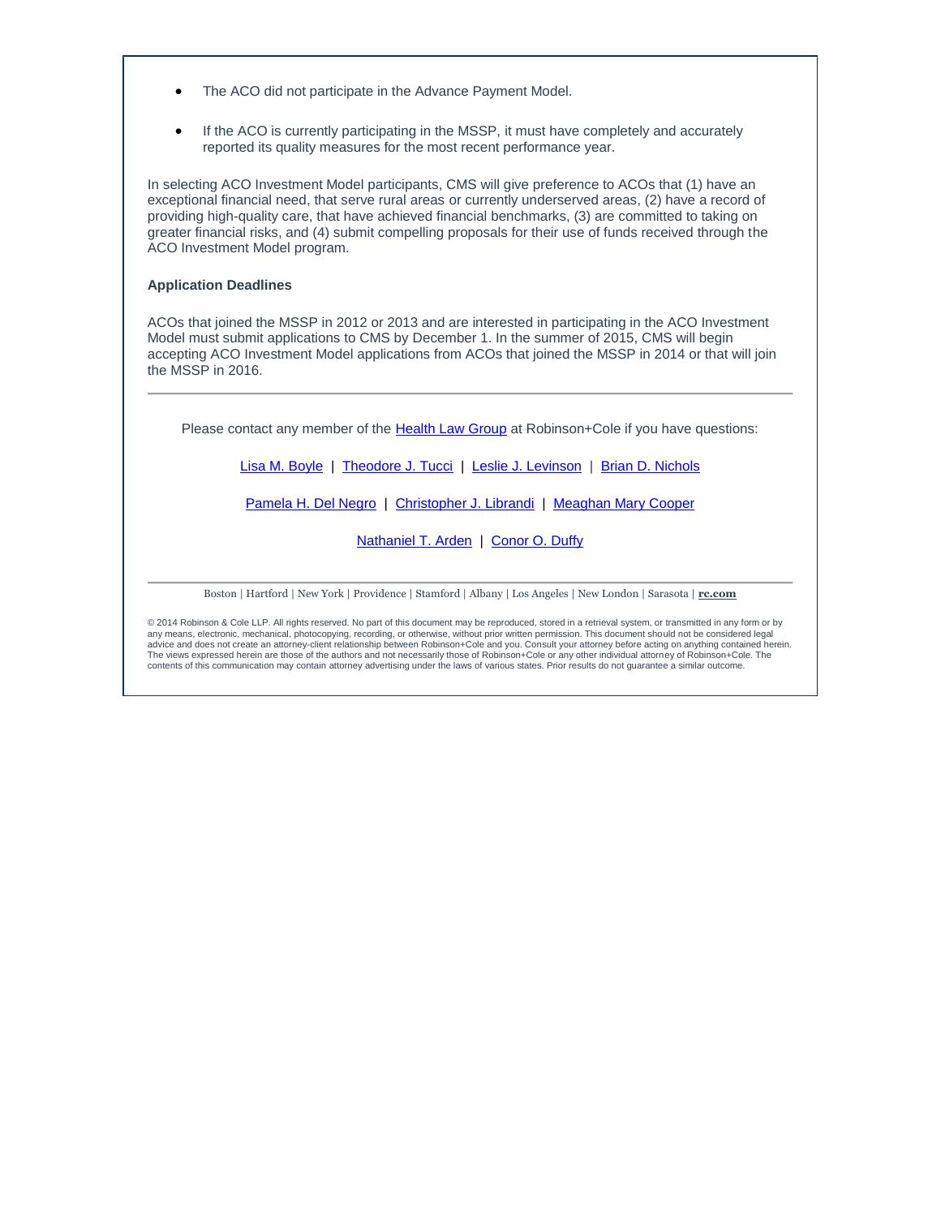- The ACO did not participate in the Advance Payment Model.

- If the ACO is currently participating in the MSSP, it must have completely and accurately reported its quality measures for the most recent performance year.

In selecting ACO Investment Model participants, CMS will give preference to ACOs that (1) have an exceptional financial need, that serve rural areas or currently underserved areas, (2) have a record of providing high-quality care, that have achieved financial benchmarks, (3) are committed to taking on greater financial risks, and (4) submit compelling proposals for their use of funds received through the ACO Investment Model program.

**Application Deadlines**

ACOs that joined the MSSP in 2012 or 2013 and are interested in participating in the ACO Investment Model must submit applications to CMS by December 1. In the summer of 2015, CMS will begin accepting ACO Investment Model applications from ACOs that joined the MSSP in 2014 or that will join the MSSP in 2016.

---

Please contact any member of the Health Law Group at Robinson+Cole if you have questions:

Lisa M. Boyle | Theodore J. Tucci | Leslie J. Levinson | Brian D. Nichols

Pamela H. Del Negro | Christopher J. Librandi | Meaghan Mary Cooper

Nathaniel T. Arden | Conor O. Duffy

---

Boston | Hartford | New York | Providence | Stamford | Albany | Los Angeles | New London | Sarasota | **rc.com**

© 2014 Robinson & Cole LLP. All rights reserved. No part of this document may be reproduced, stored in a retrieval system, or transmitted in any form or by any means, electronic, mechanical, photocopying, recording, or otherwise, without prior written permission. This document should not be considered legal advice and does not create an attorney-client relationship between Robinson+Cole and you. Consult your attorney before acting on anything contained herein. The views expressed herein are those of the authors and not necessarily those of Robinson+Cole or any other individual attorney of Robinson+Cole. The contents of this communication may contain attorney advertising under the laws of various states. Prior results do not guarantee a similar outcome.